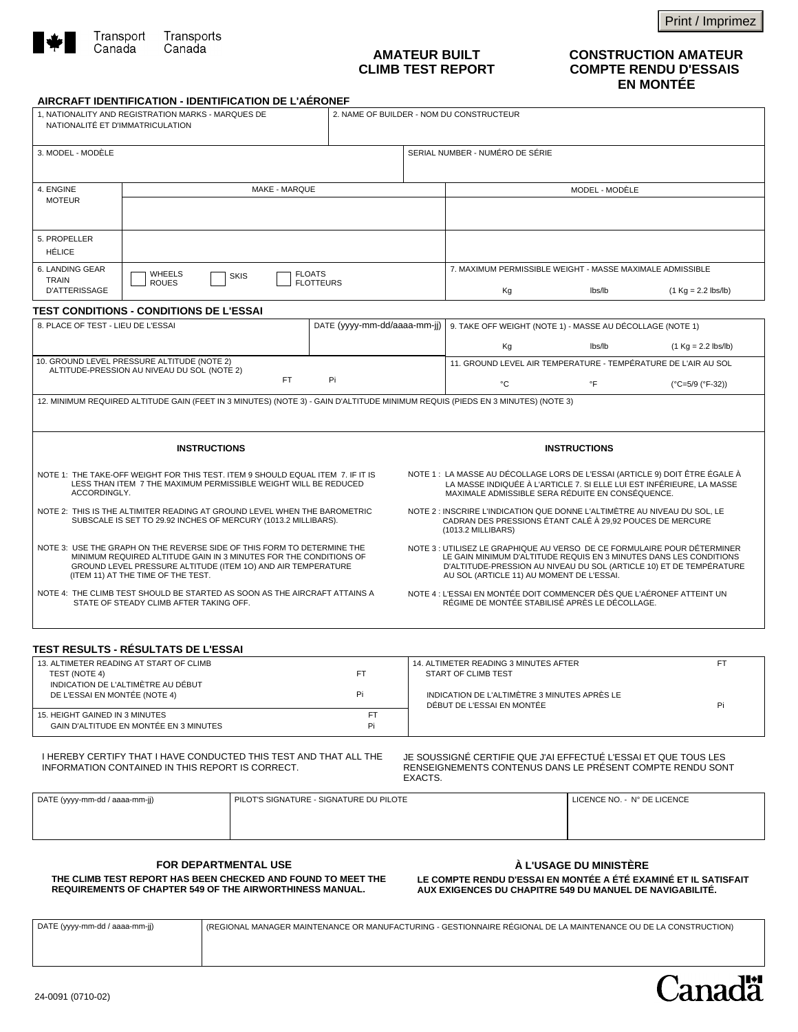Print / Imprimez

Transport Canada — Transports Canada

# AMATEUR BUILT CLIMB TEST REPORT

# CONSTRUCTION AMATEUR COMPTE RENDU D'ESSAIS EN MONTÉE

## AIRCRAFT IDENTIFICATION - IDENTIFICATION DE L'AÉRONEF

| 1, NATIONALITY AND REGISTRATION MARKS - MARQUES DE NATIONALITÉ ET D'IMMATRICULATION | 2. NAME OF BUILDER - NOM DU CONSTRUCTEUR |
|---|---|
| | |

| 3. MODEL - MODÈLE | SERIAL NUMBER - NUMÉRO DE SÉRIE |
|---|---|
| | |

| | MAKE - MARQUE | MODEL - MODÈLE |
|---|---|---|
| 4. ENGINE MOTEUR | | |
| 5. PROPELLER HÉLICE | | |

| 6. LANDING GEAR TRAIN D'ATTERISSAGE | 7. MAXIMUM PERMISSIBLE WEIGHT - MASSE MAXIMALE ADMISSIBLE |
|---|---|
| ☐ WHEELS ROUES ☐ SKIS ☐ FLOATS FLOTTEURS | Kg lbs/lb (1 Kg = 2.2 lbs/lb) |

## TEST CONDITIONS - CONDITIONS DE L'ESSAI

| 8. PLACE OF TEST - LIEU DE L'ESSAI | DATE (yyyy-mm-dd/aaaa-mm-jj) | 9. TAKE OFF WEIGHT (NOTE 1) - MASSE AU DÉCOLLAGE (NOTE 1) |
|---|---|---|
| | | Kg lbs/lb (1 Kg = 2.2 lbs/lb) |

| 10. GROUND LEVEL PRESSURE ALTITUDE (NOTE 2) ALTITUDE-PRESSION AU NIVEAU DU SOL (NOTE 2) | 11. GROUND LEVEL AIR TEMPERATURE - TEMPÉRATURE DE L'AIR AU SOL |
|---|---|
| FT Pi | °C °F (°C=5/9 (°F-32)) |

12. MINIMUM REQUIRED ALTITUDE GAIN (FEET IN 3 MINUTES) (NOTE 3) - GAIN D'ALTITUDE MINIMUM REQUIS (PIEDS EN 3 MINUTES) (NOTE 3)

### INSTRUCTIONS

NOTE 1: THE TAKE-OFF WEIGHT FOR THIS TEST. ITEM 9 SHOULD EQUAL ITEM 7. IF IT IS LESS THAN ITEM 7 THE MAXIMUM PERMISSIBLE WEIGHT WILL BE REDUCED ACCORDINGLY.

NOTE 2: THIS IS THE ALTIMITER READING AT GROUND LEVEL WHEN THE BAROMETRIC SUBSCALE IS SET TO 29.92 INCHES OF MERCURY (1013.2 MILLIBARS).

NOTE 3: USE THE GRAPH ON THE REVERSE SIDE OF THIS FORM TO DETERMINE THE MINIMUM REQUIRED ALTITUDE GAIN IN 3 MINUTES FOR THE CONDITIONS OF GROUND LEVEL PRESSURE ALTITUDE (ITEM 1O) AND AIR TEMPERATURE (ITEM 11) AT THE TIME OF THE TEST.

NOTE 4: THE CLIMB TEST SHOULD BE STARTED AS SOON AS THE AIRCRAFT ATTAINS A STATE OF STEADY CLIMB AFTER TAKING OFF.

### INSTRUCTIONS

NOTE 1 : LA MASSE AU DÉCOLLAGE LORS DE L'ESSAI (ARTICLE 9) DOIT ÊTRE ÉGALE À LA MASSE INDIQUÉE À L'ARTICLE 7. SI ELLE LUI EST INFÉRIEURE, LA MASSE MAXIMALE ADMISSIBLE SERA RÉDUITE EN CONSÉQUENCE.

NOTE 2 : INSCRIRE L'INDICATION QUE DONNE L'ALTIMÈTRE AU NIVEAU DU SOL, LE CADRAN DES PRESSIONS ÉTANT CALÉ À 29,92 POUCES DE MERCURE (1013.2 MILLIBARS)

NOTE 3 : UTILISEZ LE GRAPHIQUE AU VERSO DE CE FORMULAIRE POUR DÉTERMINER LE GAIN MINIMUM D'ALTITUDE REQUIS EN 3 MINUTES DANS LES CONDITIONS D'ALTITUDE-PRESSION AU NIVEAU DU SOL (ARTICLE 10) ET DE TEMPÉRATURE AU SOL (ARTICLE 11) AU MOMENT DE L'ESSAI.

NOTE 4 : L'ESSAI EN MONTÉE DOIT COMMENCER DÈS QUE L'AÉRONEF ATTEINT UN RÉGIME DE MONTÉE STABILISÉ APRÈS LE DÉCOLLAGE.

## TEST RESULTS - RÉSULTATS DE L'ESSAI

| 13. ALTIMETER READING AT START OF CLIMB TEST (NOTE 4) INDICATION DE L'ALTIMÈTRE AU DÉBUT DE L'ESSAI EN MONTÉE (NOTE 4) | FT Pi | 14. ALTIMETER READING 3 MINUTES AFTER START OF CLIMB TEST INDICATION DE L'ALTIMÈTRE 3 MINUTES APRÈS LE DÉBUT DE L'ESSAI EN MONTÉE | FT Pi |
|---|---|---|---|
| 15. HEIGHT GAINED IN 3 MINUTES GAIN D'ALTITUDE EN MONTÉE EN 3 MINUTES | FT Pi | | |

I HEREBY CERTIFY THAT I HAVE CONDUCTED THIS TEST AND THAT ALL THE INFORMATION CONTAINED IN THIS REPORT IS CORRECT.

JE SOUSSIGNÉ CERTIFIE QUE J'AI EFFECTUÉ L'ESSAI ET QUE TOUS LES RENSEIGNEMENTS CONTENUS DANS LE PRÉSENT COMPTE RENDU SONT EXACTS.

| DATE (yyyy-mm-dd / aaaa-mm-jj) | PILOT'S SIGNATURE - SIGNATURE DU PILOTE | LICENCE NO. - N° DE LICENCE |
|---|---|---|
| | | |

### FOR DEPARTMENTAL USE

**THE CLIMB TEST REPORT HAS BEEN CHECKED AND FOUND TO MEET THE REQUIREMENTS OF CHAPTER 549 OF THE AIRWORTHINESS MANUAL.**

### À L'USAGE DU MINISTÈRE

**LE COMPTE RENDU D'ESSAI EN MONTÉE A ÉTÉ EXAMINÉ ET IL SATISFAIT AUX EXIGENCES DU CHAPITRE 549 DU MANUEL DE NAVIGABILITÉ.**

| DATE (yyyy-mm-dd / aaaa-mm-jj) | (REGIONAL MANAGER MAINTENANCE OR MANUFACTURING - GESTIONNAIRE RÉGIONAL DE LA MAINTENANCE OU DE LA CONSTRUCTION) |
|---|---|
| | |

24-0091 (0710-02)

Canada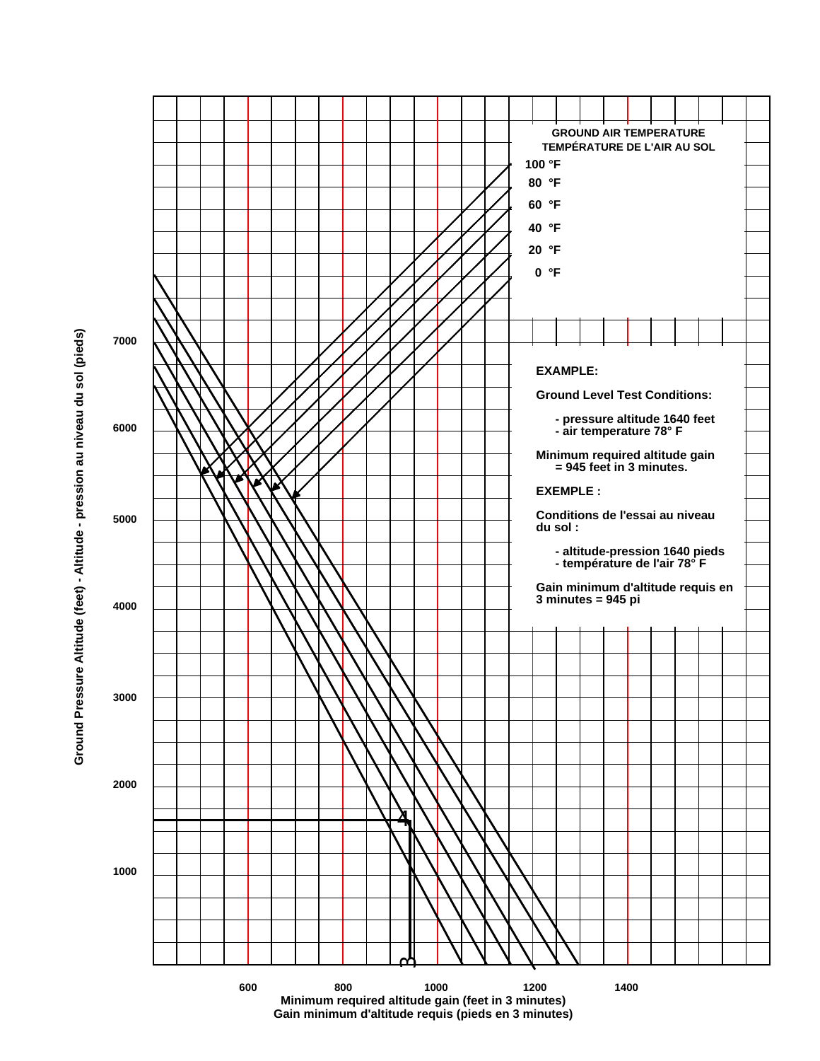Ground Pressure Altitude (feet) - Altitude - pression au niveau du sol (pieds)

7000

6000

5000

4000

3000

2000

1000

600

800

1000

1200

1400

Minimum required altitude gain (feet in 3 minutes)
Gain minimum d'altitude requis (pieds en 3 minutes)

**GROUND AIR TEMPERATURE**
**TEMPÉRATURE DE L'AIR AU SOL**

100 °F

80 °F

60 °F

40 °F

20 °F

0 °F

**EXAMPLE:**

**Ground Level Test Conditions:**

- pressure altitude 1640 feet
- air temperature 78° F

**Minimum required altitude gain = 945 feet in 3 minutes.**

**EXEMPLE :**

**Conditions de l'essai au niveau du sol :**

- altitude-pression 1640 pieds
- température de l'air 78° F

**Gain minimum d'altitude requis en 3 minutes = 945 pi**